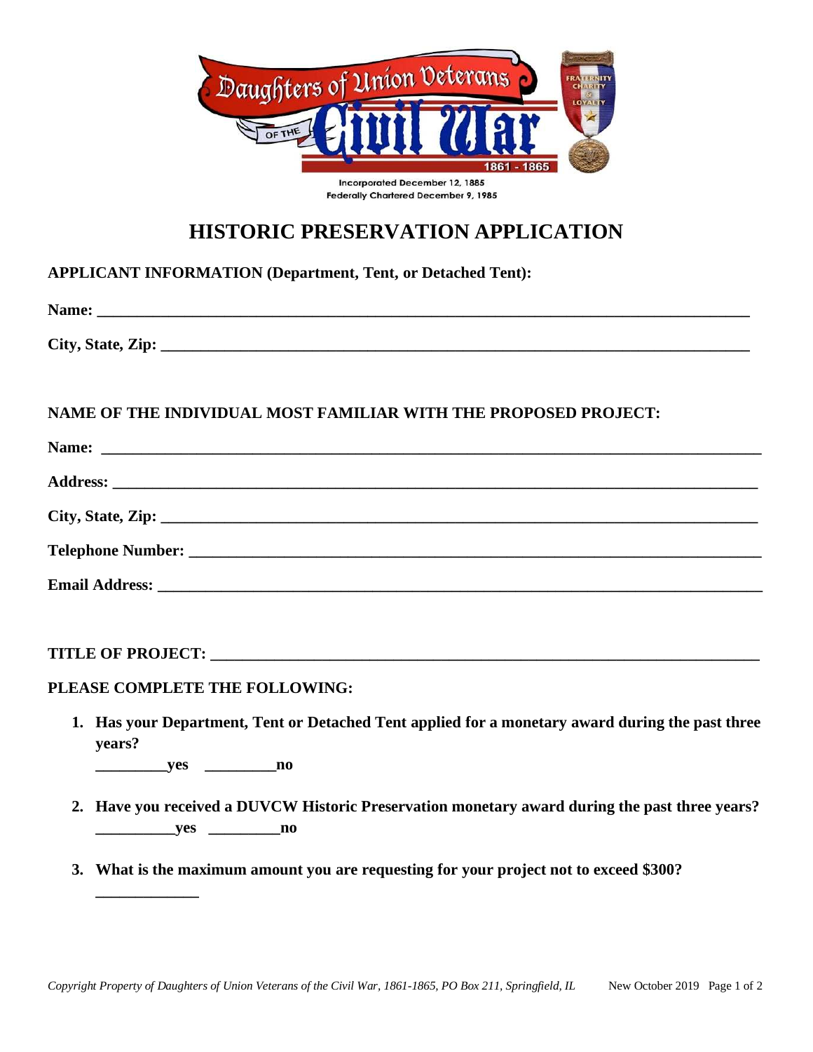Daughters of Union Veterans of the Civil War 1861 - 1865

Incorporated December 12, 1885
Federally Chartered December 9, 1985

# HISTORIC PRESERVATION APPLICATION

**APPLICANT INFORMATION (Department, Tent, or Detached Tent):**

**Name:** ______________________________________________________________________

**City, State, Zip:** _______________________________________________________________

**NAME OF THE INDIVIDUAL MOST FAMILIAR WITH THE PROPOSED PROJECT:**

**Name:** ______________________________________________________________________

**Address:** ____________________________________________________________________

**City, State, Zip:** _______________________________________________________________

**Telephone Number:** _____________________________________________________________

**Email Address:** _________________________________________________________________

**TITLE OF PROJECT:** _____________________________________________________________

**PLEASE COMPLETE THE FOLLOWING:**

1. **Has your Department, Tent or Detached Tent applied for a monetary award during the past three years?**
   **_________yes _________no**

2. **Have you received a DUVCW Historic Preservation monetary award during the past three years?**
   **__________yes _________no**

3. **What is the maximum amount you are requesting for your project not to exceed $300?**
   **_____________**

*Copyright Property of Daughters of Union Veterans of the Civil War, 1861-1865, PO Box 211, Springfield, IL* New October 2019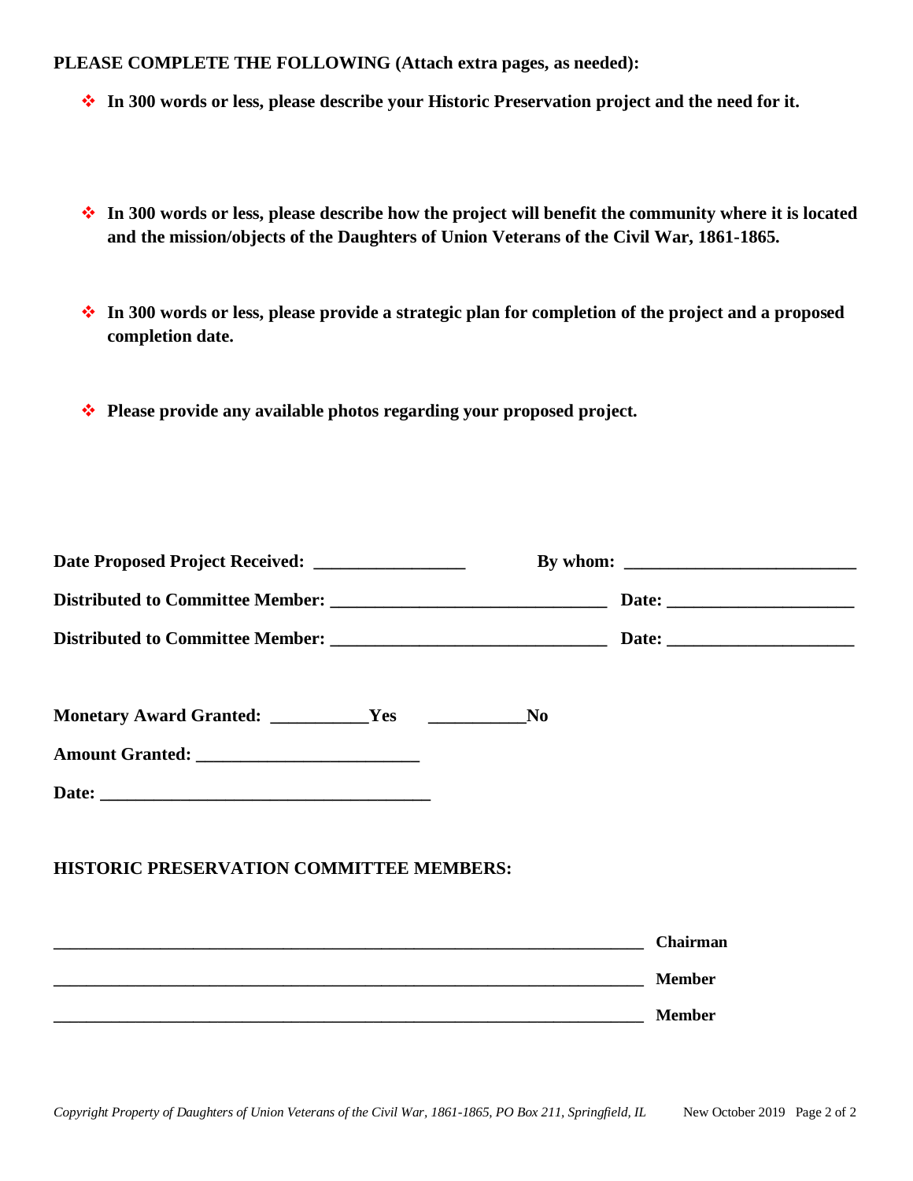**PLEASE COMPLETE THE FOLLOWING (Attach extra pages, as needed):**

- **In 300 words or less, please describe your Historic Preservation project and the need for it.**

- **In 300 words or less, please describe how the project will benefit the community where it is located and the mission/objects of the Daughters of Union Veterans of the Civil War, 1861-1865.**

- **In 300 words or less, please provide a strategic plan for completion of the project and a proposed completion date.**

- **Please provide any available photos regarding your proposed project.**

**Date Proposed Project Received:** _________________ **By whom:** _________________________

**Distributed to Committee Member:** _______________________________ **Date:** _____________________

**Distributed to Committee Member:** _______________________________ **Date:** _____________________

**Monetary Award Granted:** ___________**Yes** ___________**No**

**Amount Granted:** _________________________

**Date:** _____________________________________

**HISTORIC PRESERVATION COMMITTEE MEMBERS:**

_________________________________________________________________ **Chairman**

_________________________________________________________________ **Member**

_________________________________________________________________ **Member**

*Copyright Property of Daughters of Union Veterans of the Civil War, 1861-1865, PO Box 211, Springfield, IL* New October 2019